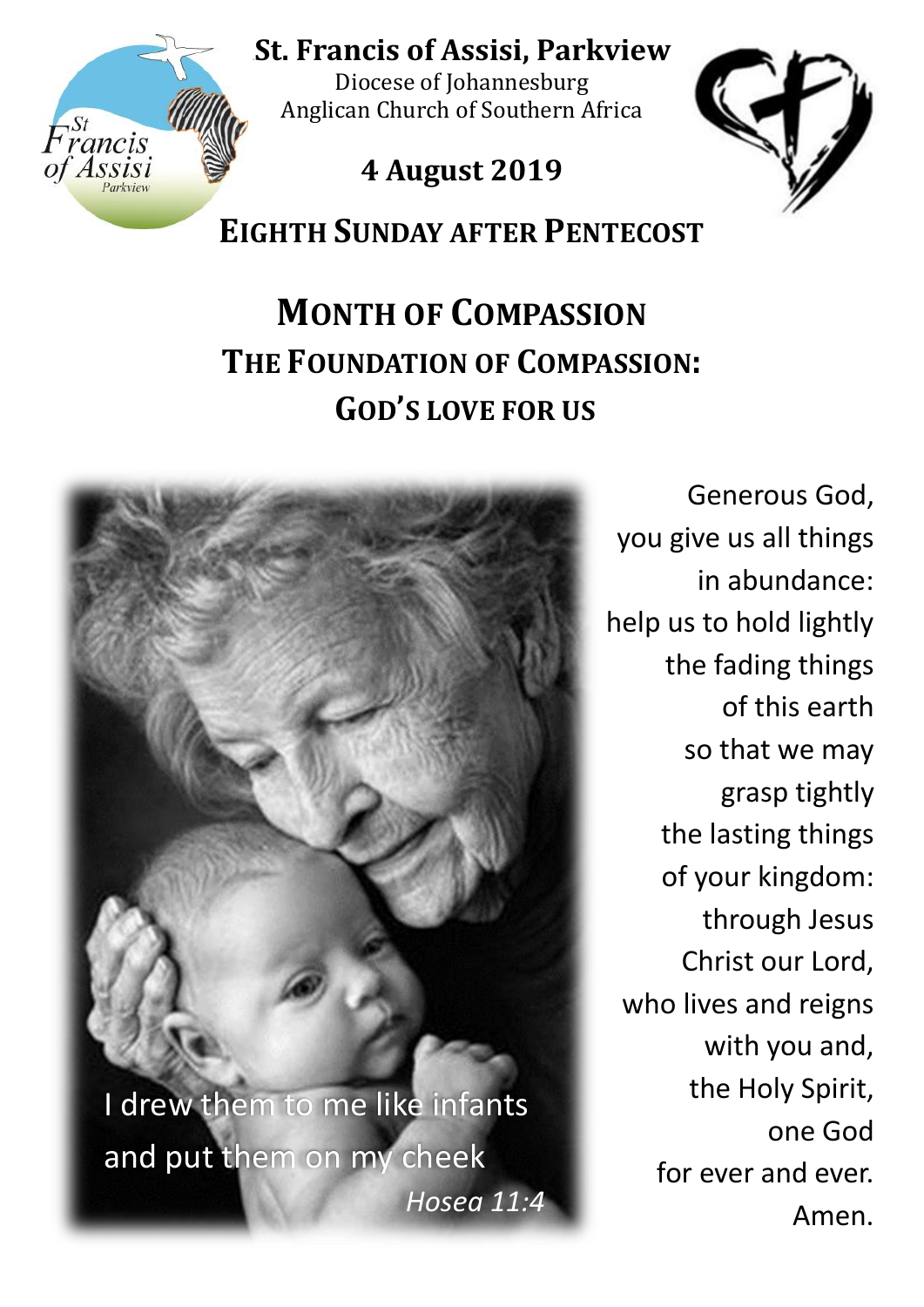# St. Francis of Assisi, Parkview

Diocese of Johannesburg
Anglican Church of Southern Africa

**4 August 2019**

## EIGHTH SUNDAY AFTER PENTECOST

## MONTH OF COMPASSION
## THE FOUNDATION OF COMPASSION: GOD'S LOVE FOR US

I drew them to me like infants
and put them on my cheek
*Hosea 11:4*

Generous God,
you give us all things
in abundance:
help us to hold lightly
the fading things
of this earth
so that we may
grasp tightly
the lasting things
of your kingdom:
through Jesus
Christ our Lord,
who lives and reigns
with you and,
the Holy Spirit,
one God
for ever and ever.
Amen.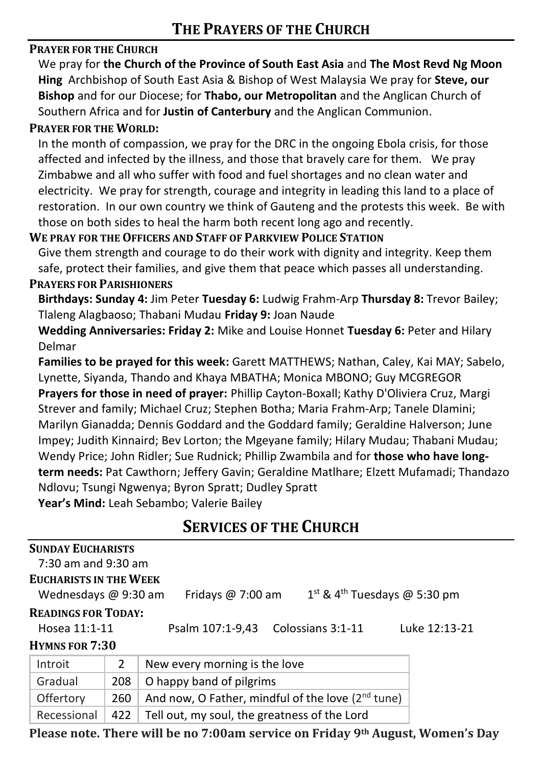# THE PRAYERS OF THE CHURCH

**PRAYER FOR THE CHURCH**

We pray for **the Church of the Province of South East Asia** and **The Most Revd Ng Moon Hing** Archbishop of South East Asia & Bishop of West Malaysia We pray for **Steve, our Bishop** and for our Diocese; for **Thabo, our Metropolitan** and the Anglican Church of Southern Africa and for **Justin of Canterbury** and the Anglican Communion.

**PRAYER FOR THE WORLD:**

In the month of compassion, we pray for the DRC in the ongoing Ebola crisis, for those affected and infected by the illness, and those that bravely care for them. We pray Zimbabwe and all who suffer with food and fuel shortages and no clean water and electricity. We pray for strength, courage and integrity in leading this land to a place of restoration. In our own country we think of Gauteng and the protests this week. Be with those on both sides to heal the harm both recent long ago and recently.

**WE PRAY FOR THE OFFICERS AND STAFF OF PARKVIEW POLICE STATION**

Give them strength and courage to do their work with dignity and integrity. Keep them safe, protect their families, and give them that peace which passes all understanding.

**PRAYERS FOR PARISHIONERS**

**Birthdays: Sunday 4:** Jim Peter **Tuesday 6:** Ludwig Frahm-Arp **Thursday 8:** Trevor Bailey; Tlaleng Alagbaoso; Thabani Mudau **Friday 9:** Joan Naude

**Wedding Anniversaries: Friday 2:** Mike and Louise Honnet **Tuesday 6:** Peter and Hilary Delmar

**Families to be prayed for this week:** Garett MATTHEWS; Nathan, Caley, Kai MAY; Sabelo, Lynette, Siyanda, Thando and Khaya MBATHA; Monica MBONO; Guy MCGREGOR

**Prayers for those in need of prayer:** Phillip Cayton-Boxall; Kathy D'Oliviera Cruz, Margi Strever and family; Michael Cruz; Stephen Botha; Maria Frahm-Arp; Tanele Dlamini; Marilyn Gianadda; Dennis Goddard and the Goddard family; Geraldine Halverson; June Impey; Judith Kinnaird; Bev Lorton; the Mgeyane family; Hilary Mudau; Thabani Mudau; Wendy Price; John Ridler; Sue Rudnick; Phillip Zwambila and for **those who have long-term needs:** Pat Cawthorn; Jeffery Gavin; Geraldine Matlhare; Elzett Mufamadi; Thandazo Ndlovu; Tsungi Ngwenya; Byron Spratt; Dudley Spratt

**Year's Mind:** Leah Sebambo; Valerie Bailey

# SERVICES OF THE CHURCH

**SUNDAY EUCHARISTS**

7:30 am and 9:30 am

**EUCHARISTS IN THE WEEK**

Wednesdays @ 9:30 am Fridays @ 7:00 am 1st & 4th Tuesdays @ 5:30 pm

**READINGS FOR TODAY:**

Hosea 11:1-11 Psalm 107:1-9,43 Colossians 3:1-11 Luke 12:13-21

**HYMNS FOR 7:30**

| Introit | 2 | New every morning is the love |
|---|---|---|
| Gradual | 208 | O happy band of pilgrims |
| Offertory | 260 | And now, O Father, mindful of the love (2nd tune) |
| Recessional | 422 | Tell out, my soul, the greatness of the Lord |

**Please note. There will be no 7:00am service on Friday 9th August, Women's Day**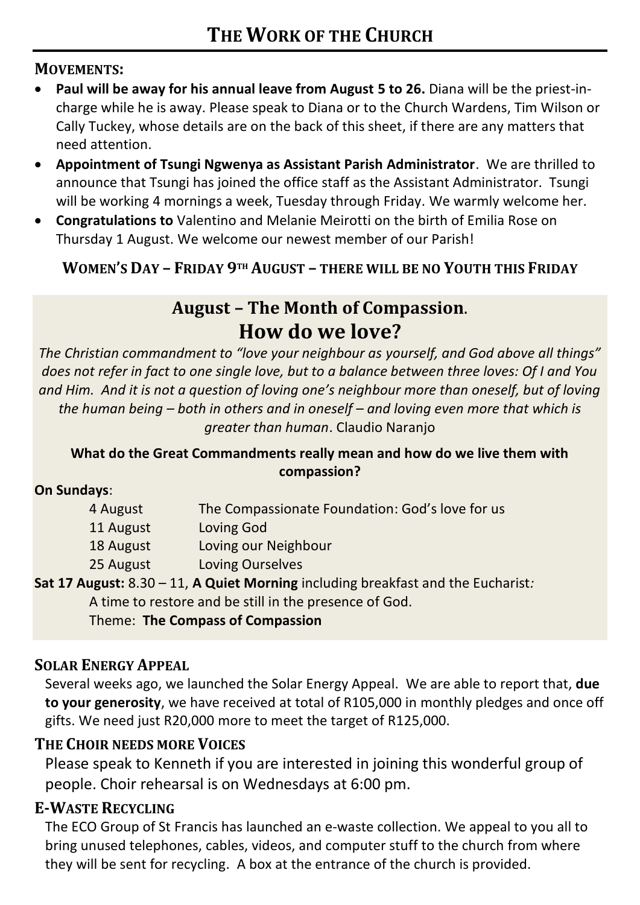# THE WORK OF THE CHURCH

## MOVEMENTS:

- **Paul will be away for his annual leave from August 5 to 26.** Diana will be the priest-in-charge while he is away. Please speak to Diana or to the Church Wardens, Tim Wilson or Cally Tuckey, whose details are on the back of this sheet, if there are any matters that need attention.
- **Appointment of Tsungi Ngwenya as Assistant Parish Administrator**. We are thrilled to announce that Tsungi has joined the office staff as the Assistant Administrator. Tsungi will be working 4 mornings a week, Tuesday through Friday. We warmly welcome her.
- **Congratulations to** Valentino and Melanie Meirotti on the birth of Emilia Rose on Thursday 1 August. We welcome our newest member of our Parish!

**WOMEN'S DAY – FRIDAY 9TH AUGUST – THERE WILL BE NO YOUTH THIS FRIDAY**

## August – The Month of Compassion.

## How do we love?

*The Christian commandment to "love your neighbour as yourself, and God above all things" does not refer in fact to one single love, but to a balance between three loves: Of I and You and Him. And it is not a question of loving one's neighbour more than oneself, but of loving the human being – both in others and in oneself – and loving even more that which is greater than human*. Claudio Naranjo

**What do the Great Commandments really mean and how do we live them with compassion?**

**On Sundays**:

| | |
|---|---|
| 4 August | The Compassionate Foundation: God's love for us |
| 11 August | Loving God |
| 18 August | Loving our Neighbour |
| 25 August | Loving Ourselves |

**Sat 17 August:** 8.30 – 11, **A Quiet Morning** including breakfast and the Eucharist*:*
A time to restore and be still in the presence of God.
Theme: **The Compass of Compassion**

## SOLAR ENERGY APPEAL

Several weeks ago, we launched the Solar Energy Appeal. We are able to report that, **due to your generosity**, we have received at total of R105,000 in monthly pledges and once off gifts. We need just R20,000 more to meet the target of R125,000.

## THE CHOIR NEEDS MORE VOICES

Please speak to Kenneth if you are interested in joining this wonderful group of people. Choir rehearsal is on Wednesdays at 6:00 pm.

## E-WASTE RECYCLING

The ECO Group of St Francis has launched an e-waste collection. We appeal to you all to bring unused telephones, cables, videos, and computer stuff to the church from where they will be sent for recycling. A box at the entrance of the church is provided.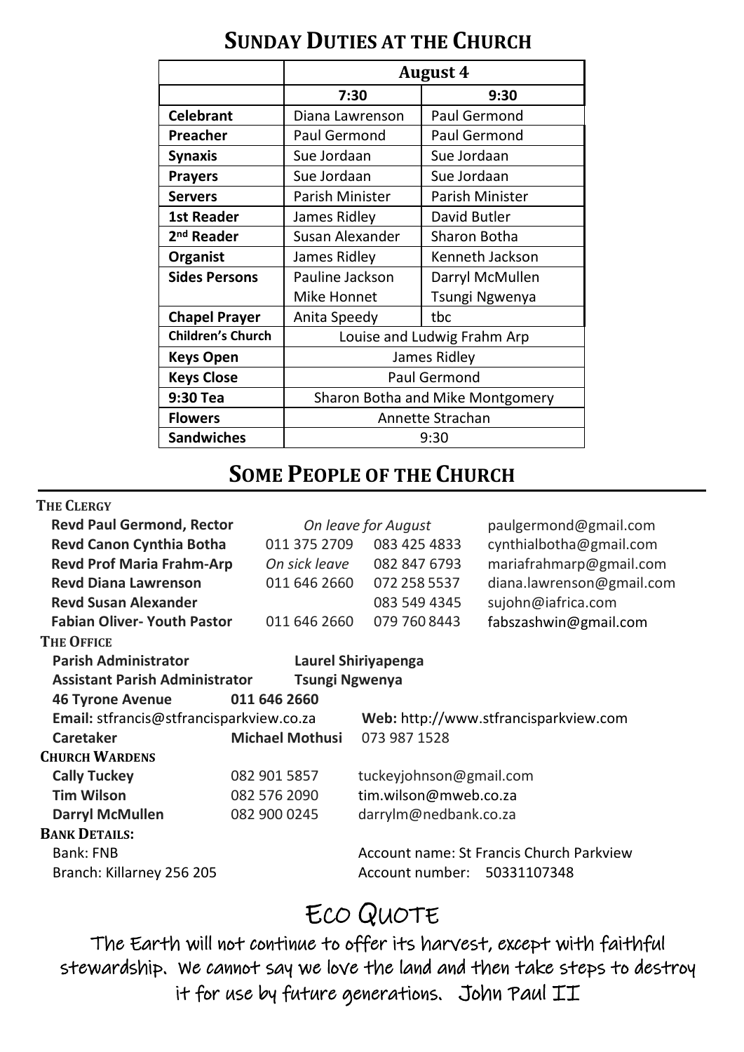## SUNDAY DUTIES AT THE CHURCH

| | August 4 | |
|---|---|---|
| | **7:30** | **9:30** |
| **Celebrant** | Diana Lawrenson | Paul Germond |
| **Preacher** | Paul Germond | Paul Germond |
| **Synaxis** | Sue Jordaan | Sue Jordaan |
| **Prayers** | Sue Jordaan | Sue Jordaan |
| **Servers** | Parish Minister | Parish Minister |
| **1st Reader** | James Ridley | David Butler |
| **2nd Reader** | Susan Alexander | Sharon Botha |
| **Organist** | James Ridley | Kenneth Jackson |
| **Sides Persons** | Pauline Jackson<br>Mike Honnet | Darryl McMullen<br>Tsungi Ngwenya |
| **Chapel Prayer** | Anita Speedy | tbc |
| **Children's Church** | Louise and Ludwig Frahm Arp | |
| **Keys Open** | James Ridley | |
| **Keys Close** | Paul Germond | |
| **9:30 Tea** | Sharon Botha and Mike Montgomery | |
| **Flowers** | Annette Strachan | |
| **Sandwiches** | 9:30 | |

## SOME PEOPLE OF THE CHURCH

**THE CLERGY**

| | | | |
|---|---|---|---|
| **Revd Paul Germond, Rector** | *On leave for August* | | paulgermond@gmail.com |
| **Revd Canon Cynthia Botha** | 011 375 2709 | 083 425 4833 | cynthialbotha@gmail.com |
| **Revd Prof Maria Frahm-Arp** | *On sick leave* | 082 847 6793 | mariafrahmarp@gmail.com |
| **Revd Diana Lawrenson** | 011 646 2660 | 072 258 5537 | diana.lawrenson@gmail.com |
| **Revd Susan Alexander** | | 083 549 4345 | sujohn@iafrica.com |
| **Fabian Oliver- Youth Pastor** | 011 646 2660 | 079 760 8443 | fabszashwin@gmail.com |

**THE OFFICE**

**Parish Administrator** — **Laurel Shiriyapenga**
**Assistant Parish Administrator** — **Tsungi Ngwenya**
**46 Tyrone Avenue** — **011 646 2660**
**Email:** stfrancis@stfrancisparkview.co.za — **Web:** http://www.stfrancisparkview.com
**Caretaker** — **Michael Mothusi** — 073 987 1528

**CHURCH WARDENS**

| | | |
|---|---|---|
| **Cally Tuckey** | 082 901 5857 | tuckeyjohnson@gmail.com |
| **Tim Wilson** | 082 576 2090 | tim.wilson@mweb.co.za |
| **Darryl McMullen** | 082 900 0245 | darrylm@nedbank.co.za |

**BANK DETAILS:**

Bank: FNB — Account name: St Francis Church Parkview
Branch: Killarney 256 205 — Account number: 50331107348

## ECO QUOTE

The Earth will not continue to offer its harvest, except with faithful stewardship. We cannot say we love the land and then take steps to destroy it for use by future generations. John Paul II